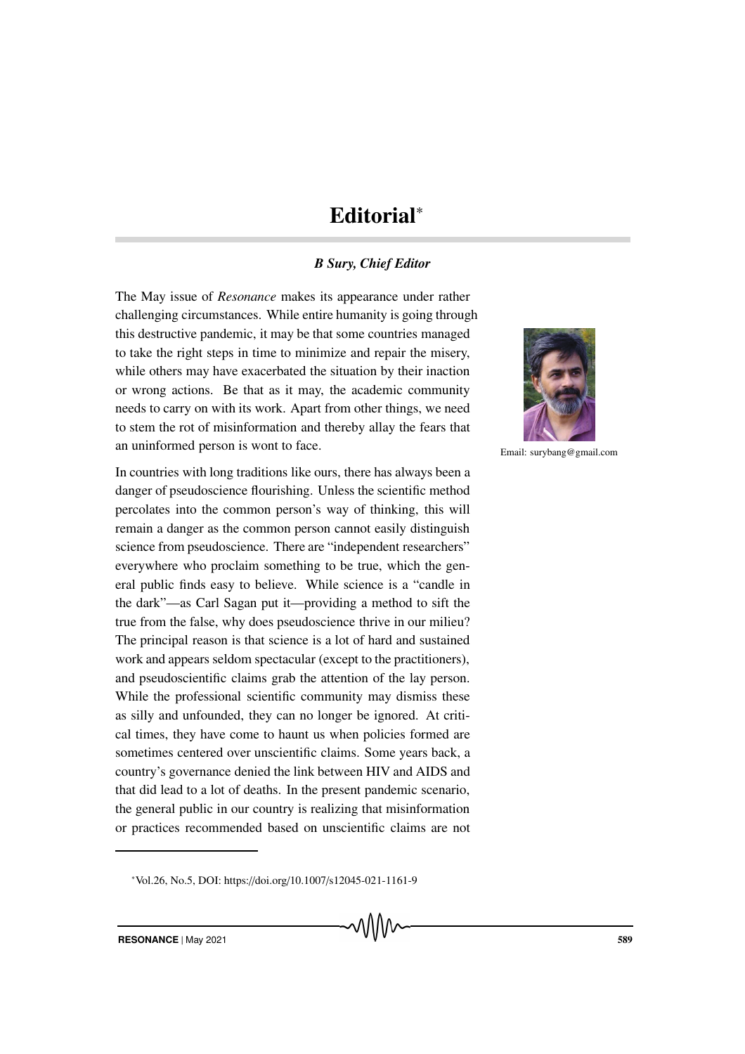# Editorial*

***B Sury, Chief Editor***

Email: surybang@gmail.com

The May issue of *Resonance* makes its appearance under rather challenging circumstances. While entire humanity is going through this destructive pandemic, it may be that some countries managed to take the right steps in time to minimize and repair the misery, while others may have exacerbated the situation by their inaction or wrong actions. Be that as it may, the academic community needs to carry on with its work. Apart from other things, we need to stem the rot of misinformation and thereby allay the fears that an uninformed person is wont to face.

In countries with long traditions like ours, there has always been a danger of pseudoscience flourishing. Unless the scientific method percolates into the common person's way of thinking, this will remain a danger as the common person cannot easily distinguish science from pseudoscience. There are "independent researchers" everywhere who proclaim something to be true, which the general public finds easy to believe. While science is a "candle in the dark"—as Carl Sagan put it—providing a method to sift the true from the false, why does pseudoscience thrive in our milieu? The principal reason is that science is a lot of hard and sustained work and appears seldom spectacular (except to the practitioners), and pseudoscientific claims grab the attention of the lay person. While the professional scientific community may dismiss these as silly and unfounded, they can no longer be ignored. At critical times, they have come to haunt us when policies formed are sometimes centered over unscientific claims. Some years back, a country's governance denied the link between HIV and AIDS and that did lead to a lot of deaths. In the present pandemic scenario, the general public in our country is realizing that misinformation or practices recommended based on unscientific claims are not

*Vol.26, No.5, DOI: https://doi.org/10.1007/s12045-021-1161-9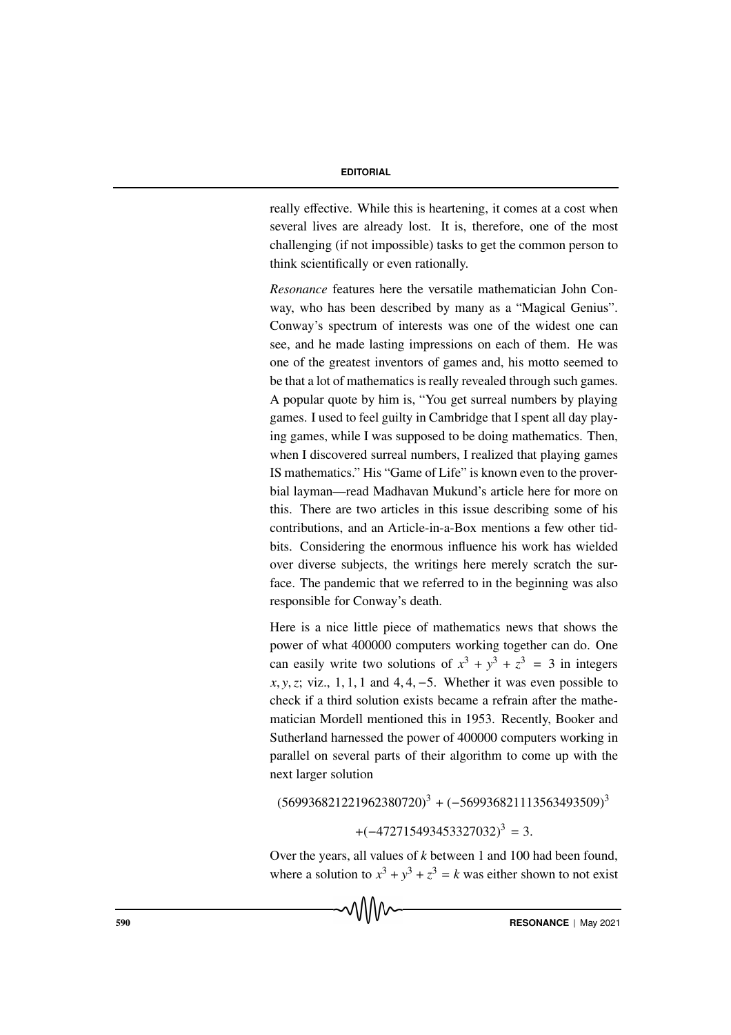really effective. While this is heartening, it comes at a cost when several lives are already lost. It is, therefore, one of the most challenging (if not impossible) tasks to get the common person to think scientifically or even rationally.

*Resonance* features here the versatile mathematician John Conway, who has been described by many as a "Magical Genius". Conway's spectrum of interests was one of the widest one can see, and he made lasting impressions on each of them. He was one of the greatest inventors of games and, his motto seemed to be that a lot of mathematics is really revealed through such games. A popular quote by him is, "You get surreal numbers by playing games. I used to feel guilty in Cambridge that I spent all day playing games, while I was supposed to be doing mathematics. Then, when I discovered surreal numbers, I realized that playing games IS mathematics." His "Game of Life" is known even to the proverbial layman—read Madhavan Mukund's article here for more on this. There are two articles in this issue describing some of his contributions, and an Article-in-a-Box mentions a few other tidbits. Considering the enormous influence his work has wielded over diverse subjects, the writings here merely scratch the surface. The pandemic that we referred to in the beginning was also responsible for Conway's death.

Here is a nice little piece of mathematics news that shows the power of what 400000 computers working together can do. One can easily write two solutions of $x^3 + y^3 + z^3 = 3$ in integers $x, y, z$; viz., $1, 1, 1$ and $4, 4, -5$. Whether it was even possible to check if a third solution exists became a refrain after the mathematician Mordell mentioned this in 1953. Recently, Booker and Sutherland harnessed the power of 400000 computers working in parallel on several parts of their algorithm to come up with the next larger solution

$$(569936821221962380720)^3 + (-569936821113563493509)^3$$
$$+(-472715493453327032)^3 = 3.$$

Over the years, all values of $k$ between 1 and 100 had been found, where a solution to $x^3 + y^3 + z^3 = k$ was either shown to not exist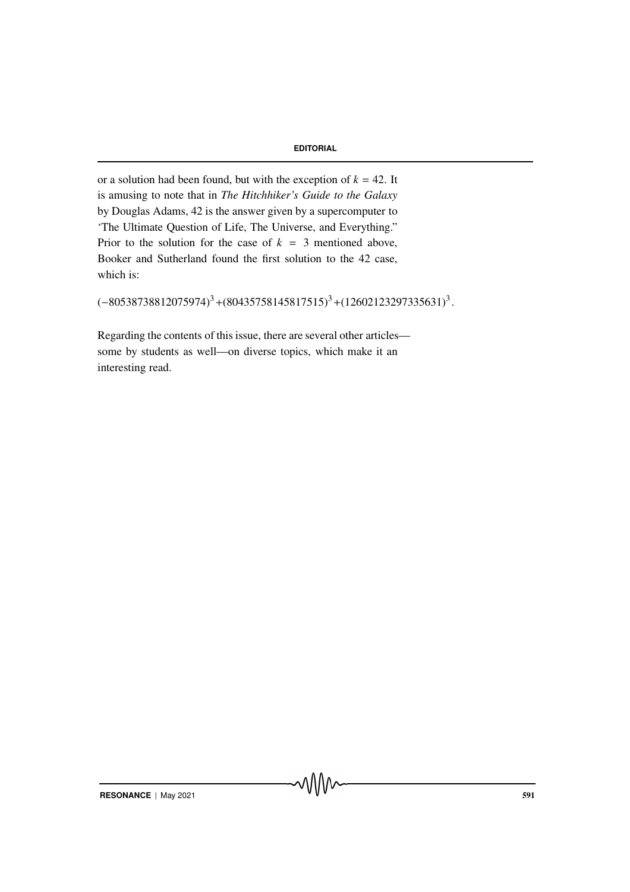or a solution had been found, but with the exception of $k = 42$. It is amusing to note that in *The Hitchhiker's Guide to the Galaxy* by Douglas Adams, 42 is the answer given by a supercomputer to 'The Ultimate Question of Life, The Universe, and Everything." Prior to the solution for the case of $k = 3$ mentioned above, Booker and Sutherland found the first solution to the 42 case, which is:

$$(-80538738812075974)^3 + (80435758145817515)^3 + (12602123297335631)^3.$$

Regarding the contents of this issue, there are several other articles—some by students as well—on diverse topics, which make it an interesting read.